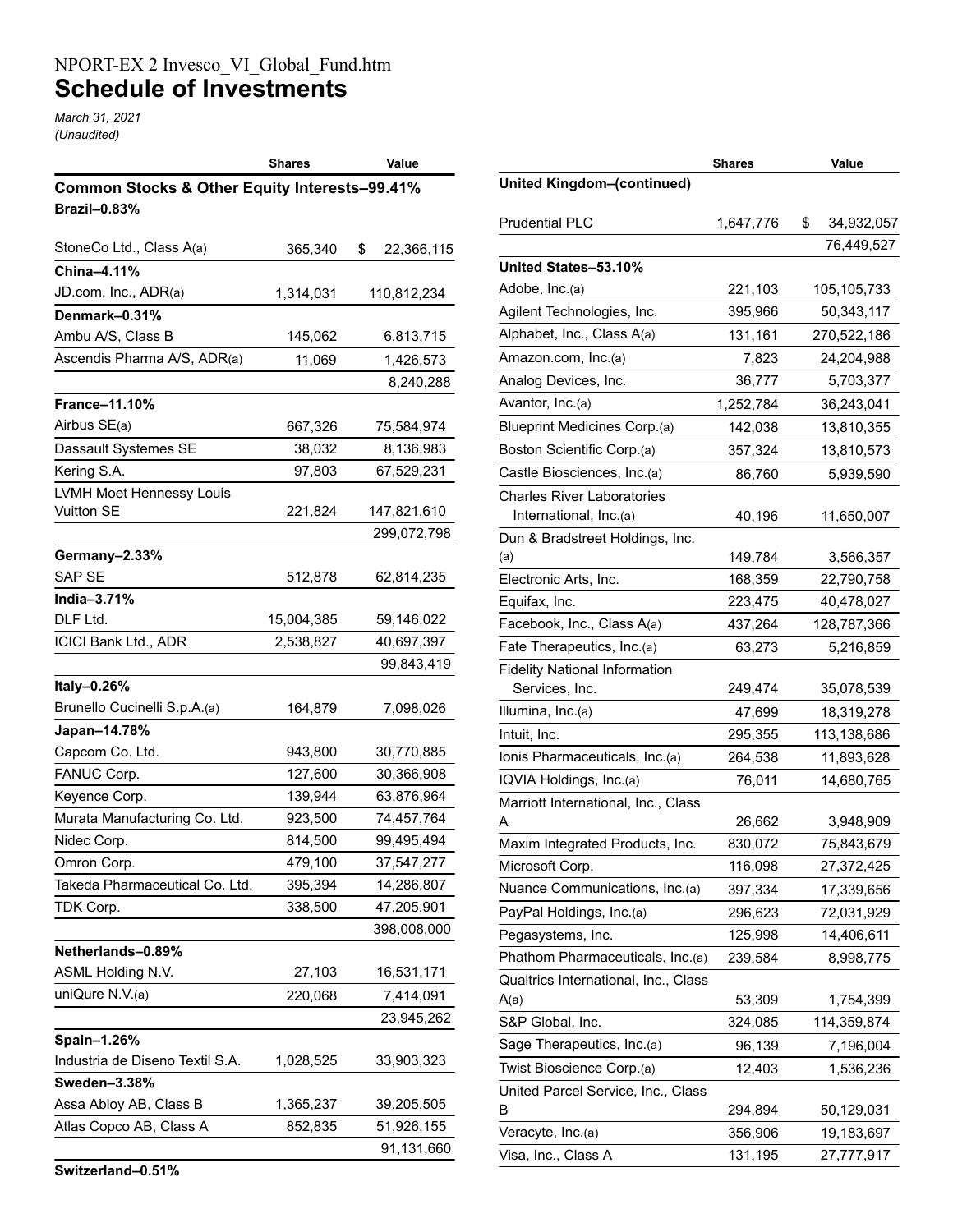NPORT-EX 2 Invesco_VI_Global_Fund.htm

# Schedule of Investments

*March 31, 2021*
*(Unaudited)*

| | Shares | Value |
|---|---|---|
| **Common Stocks & Other Equity Interests–99.41%** | | |
| **Brazil–0.83%** | | |
| StoneCo Ltd., Class A(a) | 365,340 | $ 22,366,115 |
| **China–4.11%** | | |
| JD.com, Inc., ADR(a) | 1,314,031 | 110,812,234 |
| **Denmark–0.31%** | | |
| Ambu A/S, Class B | 145,062 | 6,813,715 |
| Ascendis Pharma A/S, ADR(a) | 11,069 | 1,426,573 |
| | | 8,240,288 |
| **France–11.10%** | | |
| Airbus SE(a) | 667,326 | 75,584,974 |
| Dassault Systemes SE | 38,032 | 8,136,983 |
| Kering S.A. | 97,803 | 67,529,231 |
| LVMH Moet Hennessy Louis Vuitton SE | 221,824 | 147,821,610 |
| | | 299,072,798 |
| **Germany–2.33%** | | |
| SAP SE | 512,878 | 62,814,235 |
| **India–3.71%** | | |
| DLF Ltd. | 15,004,385 | 59,146,022 |
| ICICI Bank Ltd., ADR | 2,538,827 | 40,697,397 |
| | | 99,843,419 |
| **Italy–0.26%** | | |
| Brunello Cucinelli S.p.A.(a) | 164,879 | 7,098,026 |
| **Japan–14.78%** | | |
| Capcom Co. Ltd. | 943,800 | 30,770,885 |
| FANUC Corp. | 127,600 | 30,366,908 |
| Keyence Corp. | 139,944 | 63,876,964 |
| Murata Manufacturing Co. Ltd. | 923,500 | 74,457,764 |
| Nidec Corp. | 814,500 | 99,495,494 |
| Omron Corp. | 479,100 | 37,547,277 |
| Takeda Pharmaceutical Co. Ltd. | 395,394 | 14,286,807 |
| TDK Corp. | 338,500 | 47,205,901 |
| | | 398,008,000 |
| **Netherlands–0.89%** | | |
| ASML Holding N.V. | 27,103 | 16,531,171 |
| uniQure N.V.(a) | 220,068 | 7,414,091 |
| | | 23,945,262 |
| **Spain–1.26%** | | |
| Industria de Diseno Textil S.A. | 1,028,525 | 33,903,323 |
| **Sweden–3.38%** | | |
| Assa Abloy AB, Class B | 1,365,237 | 39,205,505 |
| Atlas Copco AB, Class A | 852,835 | 51,926,155 |
| | | 91,131,660 |
| **Switzerland–0.51%** | | |

| | Shares | Value |
|---|---|---|
| **United Kingdom–(continued)** | | |
| Prudential PLC | 1,647,776 | $ 34,932,057 |
| | | 76,449,527 |
| **United States–53.10%** | | |
| Adobe, Inc.(a) | 221,103 | 105,105,733 |
| Agilent Technologies, Inc. | 395,966 | 50,343,117 |
| Alphabet, Inc., Class A(a) | 131,161 | 270,522,186 |
| Amazon.com, Inc.(a) | 7,823 | 24,204,988 |
| Analog Devices, Inc. | 36,777 | 5,703,377 |
| Avantor, Inc.(a) | 1,252,784 | 36,243,041 |
| Blueprint Medicines Corp.(a) | 142,038 | 13,810,355 |
| Boston Scientific Corp.(a) | 357,324 | 13,810,573 |
| Castle Biosciences, Inc.(a) | 86,760 | 5,939,590 |
| Charles River Laboratories International, Inc.(a) | 40,196 | 11,650,007 |
| Dun & Bradstreet Holdings, Inc. (a) | 149,784 | 3,566,357 |
| Electronic Arts, Inc. | 168,359 | 22,790,758 |
| Equifax, Inc. | 223,475 | 40,478,027 |
| Facebook, Inc., Class A(a) | 437,264 | 128,787,366 |
| Fate Therapeutics, Inc.(a) | 63,273 | 5,216,859 |
| Fidelity National Information Services, Inc. | 249,474 | 35,078,539 |
| Illumina, Inc.(a) | 47,699 | 18,319,278 |
| Intuit, Inc. | 295,355 | 113,138,686 |
| Ionis Pharmaceuticals, Inc.(a) | 264,538 | 11,893,628 |
| IQVIA Holdings, Inc.(a) | 76,011 | 14,680,765 |
| Marriott International, Inc., Class A | 26,662 | 3,948,909 |
| Maxim Integrated Products, Inc. | 830,072 | 75,843,679 |
| Microsoft Corp. | 116,098 | 27,372,425 |
| Nuance Communications, Inc.(a) | 397,334 | 17,339,656 |
| PayPal Holdings, Inc.(a) | 296,623 | 72,031,929 |
| Pegasystems, Inc. | 125,998 | 14,406,611 |
| Phathom Pharmaceuticals, Inc.(a) | 239,584 | 8,998,775 |
| Qualtrics International, Inc., Class A(a) | 53,309 | 1,754,399 |
| S&P Global, Inc. | 324,085 | 114,359,874 |
| Sage Therapeutics, Inc.(a) | 96,139 | 7,196,004 |
| Twist Bioscience Corp.(a) | 12,403 | 1,536,236 |
| United Parcel Service, Inc., Class B | 294,894 | 50,129,031 |
| Veracyte, Inc.(a) | 356,906 | 19,183,697 |
| Visa, Inc., Class A | 131,195 | 27,777,917 |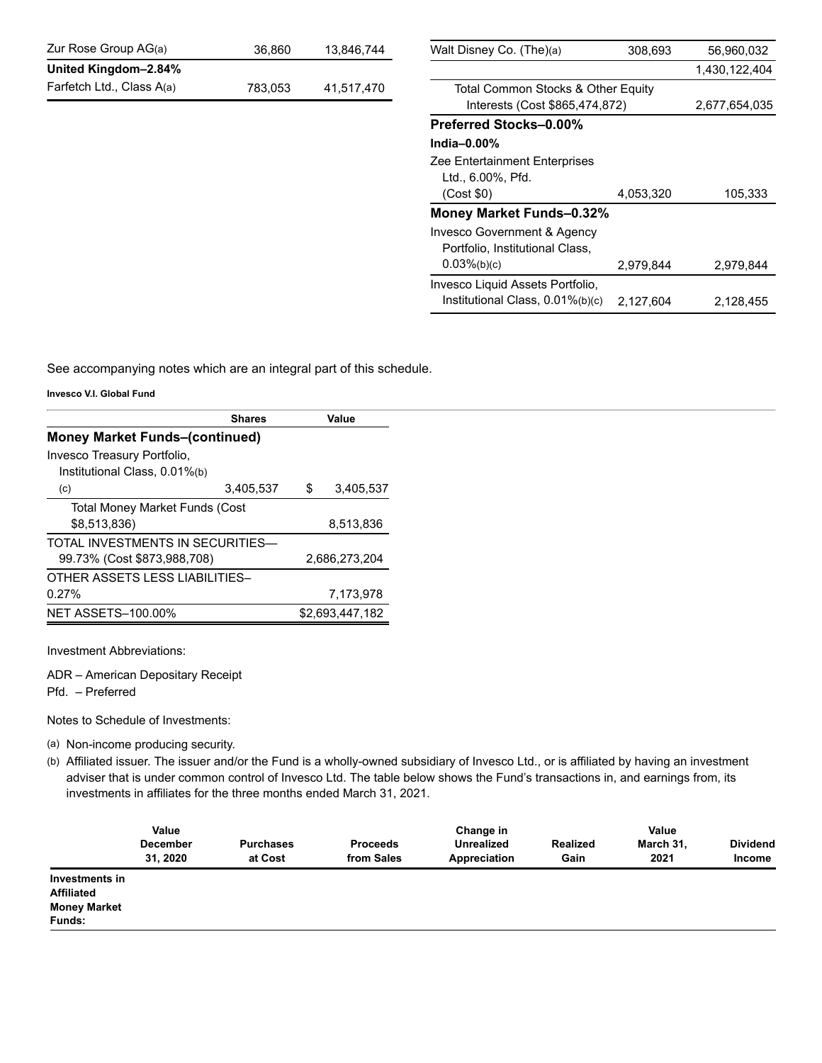| | Shares | Value |
|---|---|---|
| Zur Rose Group AG(a) | 36,860 | 13,846,744 |
| **United Kingdom–2.84%** | | |
| Farfetch Ltd., Class A(a) | 783,053 | 41,517,470 |
| Walt Disney Co. (The)(a) | 308,693 | 56,960,032 |
| | | 1,430,122,404 |
| Total Common Stocks & Other Equity Interests (Cost $865,474,872) | | 2,677,654,035 |
| **Preferred Stocks–0.00%** | | |
| **India–0.00%** | | |
| Zee Entertainment Enterprises Ltd., 6.00%, Pfd. (Cost $0) | 4,053,320 | 105,333 |
| **Money Market Funds–0.32%** | | |
| Invesco Government & Agency Portfolio, Institutional Class, 0.03%(b)(c) | 2,979,844 | 2,979,844 |
| Invesco Liquid Assets Portfolio, Institutional Class, 0.01%(b)(c) | 2,127,604 | 2,128,455 |

See accompanying notes which are an integral part of this schedule.

**Invesco V.I. Global Fund**

| | Shares | Value |
|---|---|---|
| **Money Market Funds–(continued)** | | |
| Invesco Treasury Portfolio, Institutional Class, 0.01%(b)(c) | 3,405,537 | $ 3,405,537 |
| Total Money Market Funds (Cost $8,513,836) | | 8,513,836 |
| TOTAL INVESTMENTS IN SECURITIES—99.73% (Cost $873,988,708) | | 2,686,273,204 |
| OTHER ASSETS LESS LIABILITIES–0.27% | | 7,173,978 |
| NET ASSETS–100.00% | | $2,693,447,182 |

Investment Abbreviations:

ADR – American Depositary Receipt
Pfd. – Preferred

Notes to Schedule of Investments:

(a) Non-income producing security.

(b) Affiliated issuer. The issuer and/or the Fund is a wholly-owned subsidiary of Invesco Ltd., or is affiliated by having an investment adviser that is under common control of Invesco Ltd. The table below shows the Fund's transactions in, and earnings from, its investments in affiliates for the three months ended March 31, 2021.

| | Value December 31, 2020 | Purchases at Cost | Proceeds from Sales | Change in Unrealized Appreciation | Realized Gain | Value March 31, 2021 | Dividend Income |
|---|---|---|---|---|---|---|---|
| **Investments in Affiliated Money Market Funds:** | | | | | | | |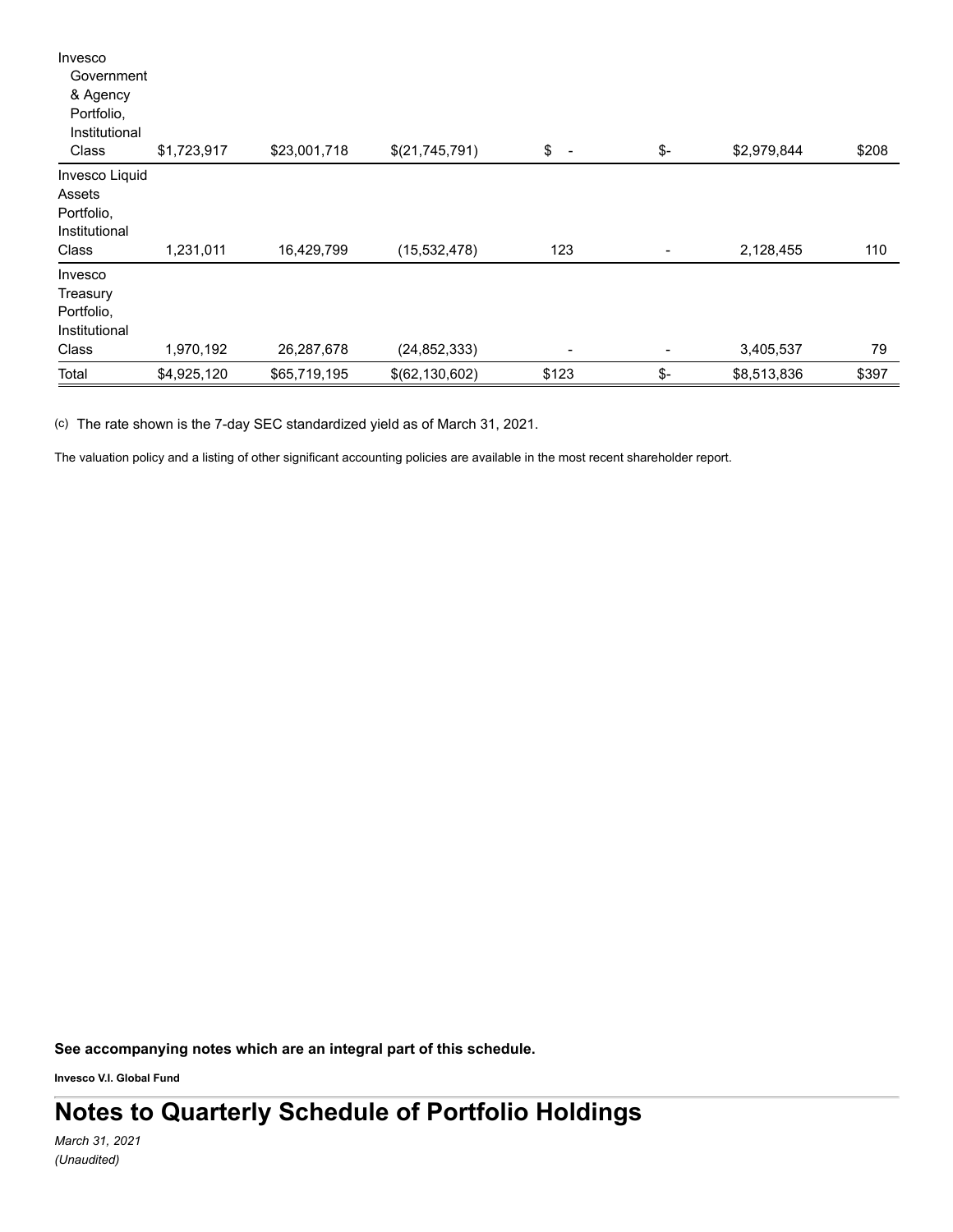| | | | | | | | |
|---|---|---|---|---|---|---|---|
| Invesco Government & Agency Portfolio, Institutional Class | $1,723,917 | $23,001,718 | $(21,745,791) | $ - | $- | $2,979,844 | $208 |
| Invesco Liquid Assets Portfolio, Institutional Class | 1,231,011 | 16,429,799 | (15,532,478) | 123 | - | 2,128,455 | 110 |
| Invesco Treasury Portfolio, Institutional Class | 1,970,192 | 26,287,678 | (24,852,333) | - | - | 3,405,537 | 79 |
| Total | $4,925,120 | $65,719,195 | $(62,130,602) | $123 | $- | $8,513,836 | $397 |

(c) The rate shown is the 7-day SEC standardized yield as of March 31, 2021.

The valuation policy and a listing of other significant accounting policies are available in the most recent shareholder report.

**See accompanying notes which are an integral part of this schedule.**

**Invesco V.I. Global Fund**

# Notes to Quarterly Schedule of Portfolio Holdings

*March 31, 2021*
*(Unaudited)*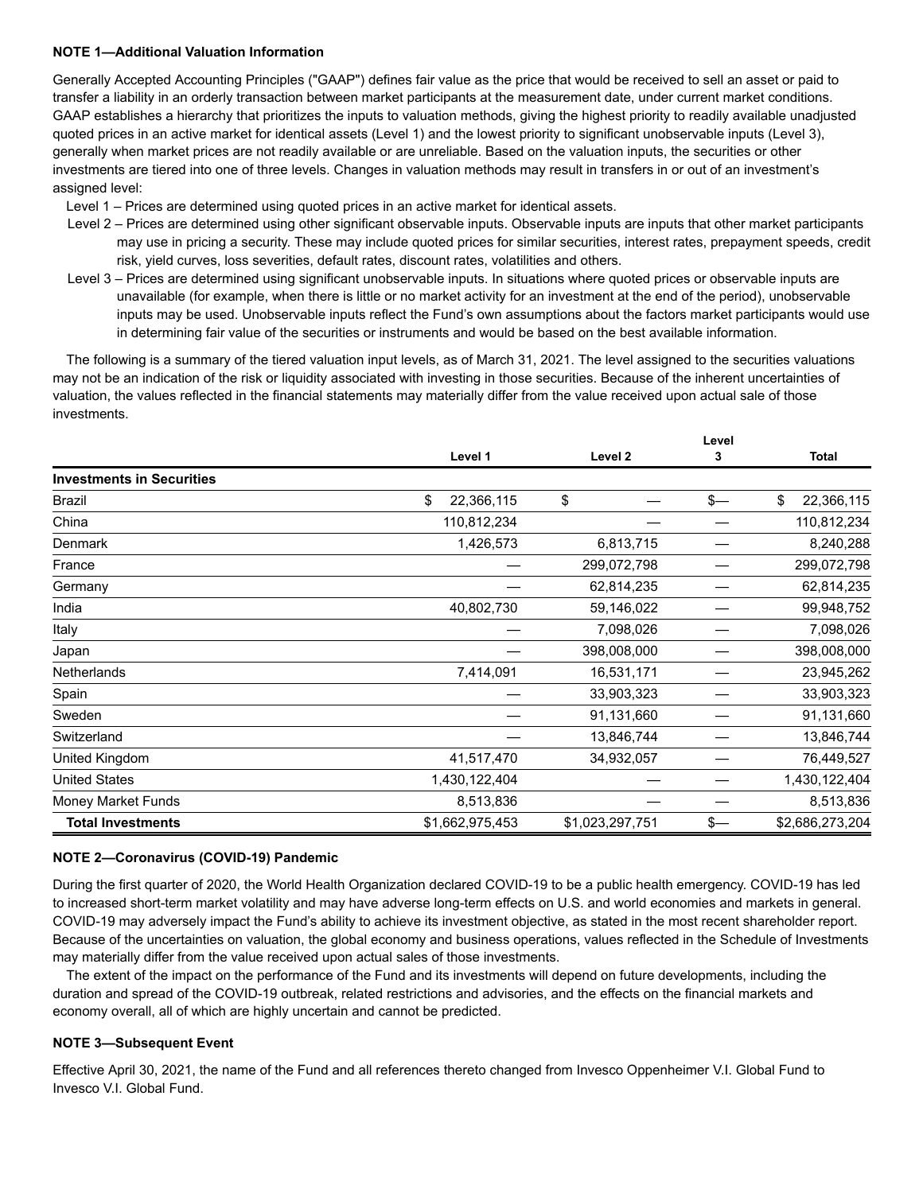**NOTE 1—Additional Valuation Information**

Generally Accepted Accounting Principles ("GAAP") defines fair value as the price that would be received to sell an asset or paid to transfer a liability in an orderly transaction between market participants at the measurement date, under current market conditions. GAAP establishes a hierarchy that prioritizes the inputs to valuation methods, giving the highest priority to readily available unadjusted quoted prices in an active market for identical assets (Level 1) and the lowest priority to significant unobservable inputs (Level 3), generally when market prices are not readily available or are unreliable. Based on the valuation inputs, the securities or other investments are tiered into one of three levels. Changes in valuation methods may result in transfers in or out of an investment's assigned level:

Level 1 – Prices are determined using quoted prices in an active market for identical assets.

Level 2 – Prices are determined using other significant observable inputs. Observable inputs are inputs that other market participants may use in pricing a security. These may include quoted prices for similar securities, interest rates, prepayment speeds, credit risk, yield curves, loss severities, default rates, discount rates, volatilities and others.

Level 3 – Prices are determined using significant unobservable inputs. In situations where quoted prices or observable inputs are unavailable (for example, when there is little or no market activity for an investment at the end of the period), unobservable inputs may be used. Unobservable inputs reflect the Fund's own assumptions about the factors market participants would use in determining fair value of the securities or instruments and would be based on the best available information.

The following is a summary of the tiered valuation input levels, as of March 31, 2021. The level assigned to the securities valuations may not be an indication of the risk or liquidity associated with investing in those securities. Because of the inherent uncertainties of valuation, the values reflected in the financial statements may materially differ from the value received upon actual sale of those investments.

| | Level 1 | Level 2 | Level 3 | Total |
|---|---|---|---|---|
| **Investments in Securities** | | | | |
| Brazil | $ 22,366,115 | $ — | $— | $ 22,366,115 |
| China | 110,812,234 | — | — | 110,812,234 |
| Denmark | 1,426,573 | 6,813,715 | — | 8,240,288 |
| France | — | 299,072,798 | — | 299,072,798 |
| Germany | — | 62,814,235 | — | 62,814,235 |
| India | 40,802,730 | 59,146,022 | — | 99,948,752 |
| Italy | — | 7,098,026 | — | 7,098,026 |
| Japan | — | 398,008,000 | — | 398,008,000 |
| Netherlands | 7,414,091 | 16,531,171 | — | 23,945,262 |
| Spain | — | 33,903,323 | — | 33,903,323 |
| Sweden | — | 91,131,660 | — | 91,131,660 |
| Switzerland | — | 13,846,744 | — | 13,846,744 |
| United Kingdom | 41,517,470 | 34,932,057 | — | 76,449,527 |
| United States | 1,430,122,404 | — | — | 1,430,122,404 |
| Money Market Funds | 8,513,836 | — | — | 8,513,836 |
| **Total Investments** | $1,662,975,453 | $1,023,297,751 | $— | $2,686,273,204 |

**NOTE 2—Coronavirus (COVID-19) Pandemic**

During the first quarter of 2020, the World Health Organization declared COVID-19 to be a public health emergency. COVID-19 has led to increased short-term market volatility and may have adverse long-term effects on U.S. and world economies and markets in general. COVID-19 may adversely impact the Fund's ability to achieve its investment objective, as stated in the most recent shareholder report. Because of the uncertainties on valuation, the global economy and business operations, values reflected in the Schedule of Investments may materially differ from the value received upon actual sales of those investments.

The extent of the impact on the performance of the Fund and its investments will depend on future developments, including the duration and spread of the COVID-19 outbreak, related restrictions and advisories, and the effects on the financial markets and economy overall, all of which are highly uncertain and cannot be predicted.

**NOTE 3—Subsequent Event**

Effective April 30, 2021, the name of the Fund and all references thereto changed from Invesco Oppenheimer V.I. Global Fund to Invesco V.I. Global Fund.